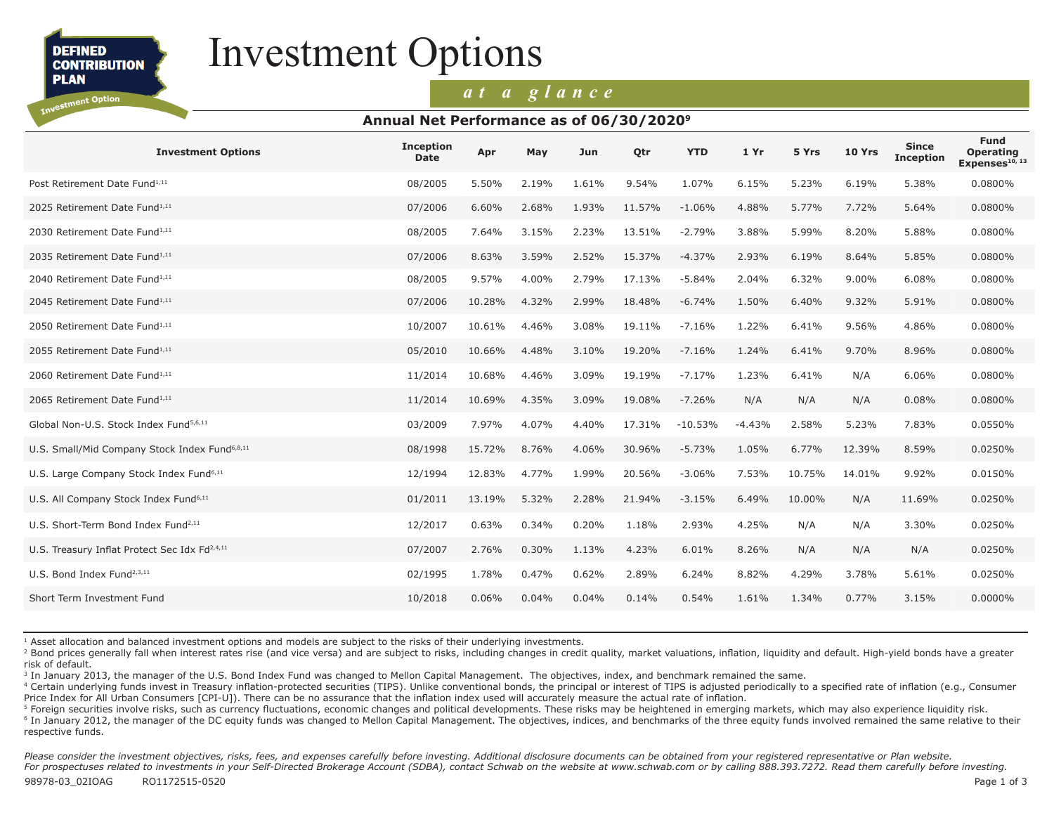DEFINED CONTRIBUTION PLAN

Investment Option

# Investment Options

*at a glance*

## Annual Net Performance as of 06/30/2020[9]

| Investment Options | Inception Date | Apr | May | Jun | Qtr | YTD | 1 Yr | 5 Yrs | 10 Yrs | Since Inception | Fund Operating Expenses[10, 13] |
|---|---|---|---|---|---|---|---|---|---|---|---|
| Post Retirement Date Fund[1,11] | 08/2005 | 5.50% | 2.19% | 1.61% | 9.54% | 1.07% | 6.15% | 5.23% | 6.19% | 5.38% | 0.0800% |
| 2025 Retirement Date Fund[1,11] | 07/2006 | 6.60% | 2.68% | 1.93% | 11.57% | -1.06% | 4.88% | 5.77% | 7.72% | 5.64% | 0.0800% |
| 2030 Retirement Date Fund[1,11] | 08/2005 | 7.64% | 3.15% | 2.23% | 13.51% | -2.79% | 3.88% | 5.99% | 8.20% | 5.88% | 0.0800% |
| 2035 Retirement Date Fund[1,11] | 07/2006 | 8.63% | 3.59% | 2.52% | 15.37% | -4.37% | 2.93% | 6.19% | 8.64% | 5.85% | 0.0800% |
| 2040 Retirement Date Fund[1,11] | 08/2005 | 9.57% | 4.00% | 2.79% | 17.13% | -5.84% | 2.04% | 6.32% | 9.00% | 6.08% | 0.0800% |
| 2045 Retirement Date Fund[1,11] | 07/2006 | 10.28% | 4.32% | 2.99% | 18.48% | -6.74% | 1.50% | 6.40% | 9.32% | 5.91% | 0.0800% |
| 2050 Retirement Date Fund[1,11] | 10/2007 | 10.61% | 4.46% | 3.08% | 19.11% | -7.16% | 1.22% | 6.41% | 9.56% | 4.86% | 0.0800% |
| 2055 Retirement Date Fund[1,11] | 05/2010 | 10.66% | 4.48% | 3.10% | 19.20% | -7.16% | 1.24% | 6.41% | 9.70% | 8.96% | 0.0800% |
| 2060 Retirement Date Fund[1,11] | 11/2014 | 10.68% | 4.46% | 3.09% | 19.19% | -7.17% | 1.23% | 6.41% | N/A | 6.06% | 0.0800% |
| 2065 Retirement Date Fund[1,11] | 11/2014 | 10.69% | 4.35% | 3.09% | 19.08% | -7.26% | N/A | N/A | N/A | 0.08% | 0.0800% |
| Global Non-U.S. Stock Index Fund[5,6,11] | 03/2009 | 7.97% | 4.07% | 4.40% | 17.31% | -10.53% | -4.43% | 2.58% | 5.23% | 7.83% | 0.0550% |
| U.S. Small/Mid Company Stock Index Fund[6,8,11] | 08/1998 | 15.72% | 8.76% | 4.06% | 30.96% | -5.73% | 1.05% | 6.77% | 12.39% | 8.59% | 0.0250% |
| U.S. Large Company Stock Index Fund[6,11] | 12/1994 | 12.83% | 4.77% | 1.99% | 20.56% | -3.06% | 7.53% | 10.75% | 14.01% | 9.92% | 0.0150% |
| U.S. All Company Stock Index Fund[6,11] | 01/2011 | 13.19% | 5.32% | 2.28% | 21.94% | -3.15% | 6.49% | 10.00% | N/A | 11.69% | 0.0250% |
| U.S. Short-Term Bond Index Fund[2,11] | 12/2017 | 0.63% | 0.34% | 0.20% | 1.18% | 2.93% | 4.25% | N/A | N/A | 3.30% | 0.0250% |
| U.S. Treasury Inflat Protect Sec Idx Fd[2,4,11] | 07/2007 | 2.76% | 0.30% | 1.13% | 4.23% | 6.01% | 8.26% | N/A | N/A | N/A | 0.0250% |
| U.S. Bond Index Fund[2,3,11] | 02/1995 | 1.78% | 0.47% | 0.62% | 2.89% | 6.24% | 8.82% | 4.29% | 3.78% | 5.61% | 0.0250% |
| Short Term Investment Fund | 10/2018 | 0.06% | 0.04% | 0.04% | 0.14% | 0.54% | 1.61% | 1.34% | 0.77% | 3.15% | 0.0000% |

[1] Asset allocation and balanced investment options and models are subject to the risks of their underlying investments.
[2] Bond prices generally fall when interest rates rise (and vice versa) and are subject to risks, including changes in credit quality, market valuations, inflation, liquidity and default. High-yield bonds have a greater risk of default.
[3] In January 2013, the manager of the U.S. Bond Index Fund was changed to Mellon Capital Management. The objectives, index, and benchmark remained the same.
[4] Certain underlying funds invest in Treasury inflation-protected securities (TIPS). Unlike conventional bonds, the principal or interest of TIPS is adjusted periodically to a specified rate of inflation (e.g., Consumer Price Index for All Urban Consumers [CPI-U]). There can be no assurance that the inflation index used will accurately measure the actual rate of inflation.
[5] Foreign securities involve risks, such as currency fluctuations, economic changes and political developments. These risks may be heightened in emerging markets, which may also experience liquidity risk.
[6] In January 2012, the manager of the DC equity funds was changed to Mellon Capital Management. The objectives, indices, and benchmarks of the three equity funds involved remained the same relative to their respective funds.

*Please consider the investment objectives, risks, fees, and expenses carefully before investing. Additional disclosure documents can be obtained from your registered representative or Plan website.*
*For prospectuses related to investments in your Self-Directed Brokerage Account (SDBA), contact Schwab on the website at www.schwab.com or by calling 888.393.7272. Read them carefully before investing.*

98978-03_02IOAG RO1172515-0520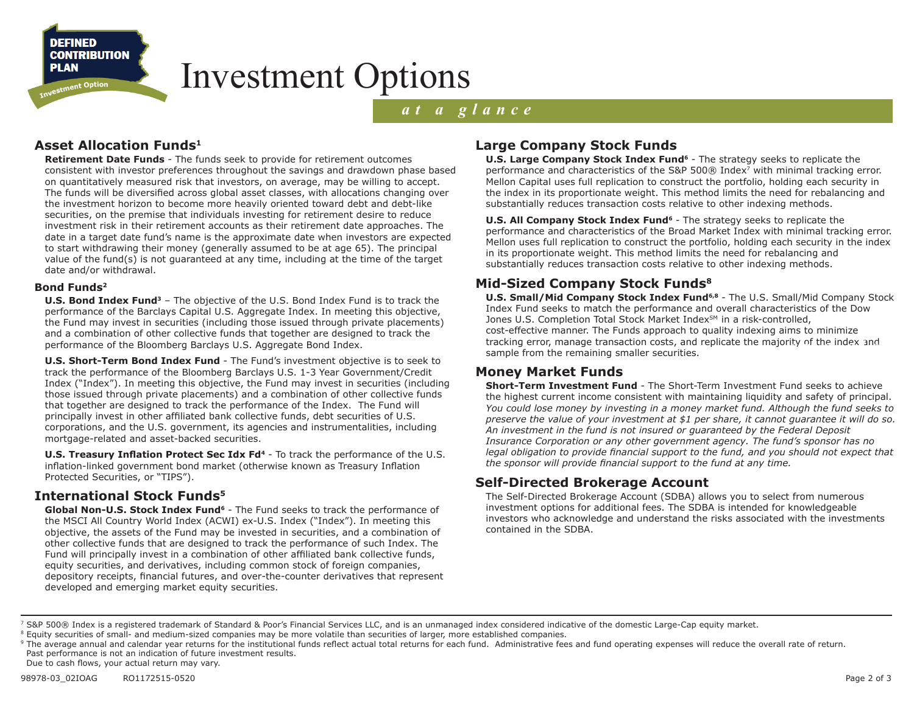# Investment Options

*at a glance*

## Asset Allocation Funds[1]

**Retirement Date Funds** - The funds seek to provide for retirement outcomes consistent with investor preferences throughout the savings and drawdown phase based on quantitatively measured risk that investors, on average, may be willing to accept. The funds will be diversified across global asset classes, with allocations changing over the investment horizon to become more heavily oriented toward debt and debt-like securities, on the premise that individuals investing for retirement desire to reduce investment risk in their retirement accounts as their retirement date approaches. The date in a target date fund's name is the approximate date when investors are expected to start withdrawing their money (generally assumed to be at age 65). The principal value of the fund(s) is not guaranteed at any time, including at the time of the target date and/or withdrawal.

### Bond Funds[2]

**U.S. Bond Index Fund[3]** – The objective of the U.S. Bond Index Fund is to track the performance of the Barclays Capital U.S. Aggregate Index. In meeting this objective, the Fund may invest in securities (including those issued through private placements) and a combination of other collective funds that together are designed to track the performance of the Bloomberg Barclays U.S. Aggregate Bond Index.

**U.S. Short-Term Bond Index Fund** - The Fund's investment objective is to seek to track the performance of the Bloomberg Barclays U.S. 1-3 Year Government/Credit Index ("Index"). In meeting this objective, the Fund may invest in securities (including those issued through private placements) and a combination of other collective funds that together are designed to track the performance of the Index. The Fund will principally invest in other affiliated bank collective funds, debt securities of U.S. corporations, and the U.S. government, its agencies and instrumentalities, including mortgage-related and asset-backed securities.

**U.S. Treasury Inflation Protect Sec Idx Fd[4]** - To track the performance of the U.S. inflation-linked government bond market (otherwise known as Treasury Inflation Protected Securities, or "TIPS").

## International Stock Funds[5]

**Global Non-U.S. Stock Index Fund[6]** - The Fund seeks to track the performance of the MSCI All Country World Index (ACWI) ex-U.S. Index ("Index"). In meeting this objective, the assets of the Fund may be invested in securities, and a combination of other collective funds that are designed to track the performance of such Index. The Fund will principally invest in a combination of other affiliated bank collective funds, equity securities, and derivatives, including common stock of foreign companies, depository receipts, financial futures, and over-the-counter derivatives that represent developed and emerging market equity securities.

## Large Company Stock Funds

**U.S. Large Company Stock Index Fund[6]** - The strategy seeks to replicate the performance and characteristics of the S&P 500® Index[7] with minimal tracking error. Mellon Capital uses full replication to construct the portfolio, holding each security in the index in its proportionate weight. This method limits the need for rebalancing and substantially reduces transaction costs relative to other indexing methods.

**U.S. All Company Stock Index Fund[6]** - The strategy seeks to replicate the performance and characteristics of the Broad Market Index with minimal tracking error. Mellon uses full replication to construct the portfolio, holding each security in the index in its proportionate weight. This method limits the need for rebalancing and substantially reduces transaction costs relative to other indexing methods.

## Mid-Sized Company Stock Funds[8]

**U.S. Small/Mid Company Stock Index Fund[6,8]** - The U.S. Small/Mid Company Stock Index Fund seeks to match the performance and overall characteristics of the Dow Jones U.S. Completion Total Stock Market Index℠ in a risk-controlled, cost-effective manner. The Funds approach to quality indexing aims to minimize tracking error, manage transaction costs, and replicate the majority of the index and sample from the remaining smaller securities.

## Money Market Funds

**Short-Term Investment Fund** - The Short-Term Investment Fund seeks to achieve the highest current income consistent with maintaining liquidity and safety of principal. *You could lose money by investing in a money market fund. Although the fund seeks to preserve the value of your investment at $1 per share, it cannot guarantee it will do so. An investment in the fund is not insured or guaranteed by the Federal Deposit Insurance Corporation or any other government agency. The fund's sponsor has no legal obligation to provide financial support to the fund, and you should not expect that the sponsor will provide financial support to the fund at any time.*

## Self-Directed Brokerage Account

The Self-Directed Brokerage Account (SDBA) allows you to select from numerous investment options for additional fees. The SDBA is intended for knowledgeable investors who acknowledge and understand the risks associated with the investments contained in the SDBA.

---

[7] S&P 500® Index is a registered trademark of Standard & Poor's Financial Services LLC, and is an unmanaged index considered indicative of the domestic Large-Cap equity market.

[8] Equity securities of small- and medium-sized companies may be more volatile than securities of larger, more established companies.

[9] The average annual and calendar year returns for the institutional funds reflect actual total returns for each fund. Administrative fees and fund operating expenses will reduce the overall rate of return. Past performance is not an indication of future investment results.
Due to cash flows, your actual return may vary.

98978-03_02IOAG RO1172515-0520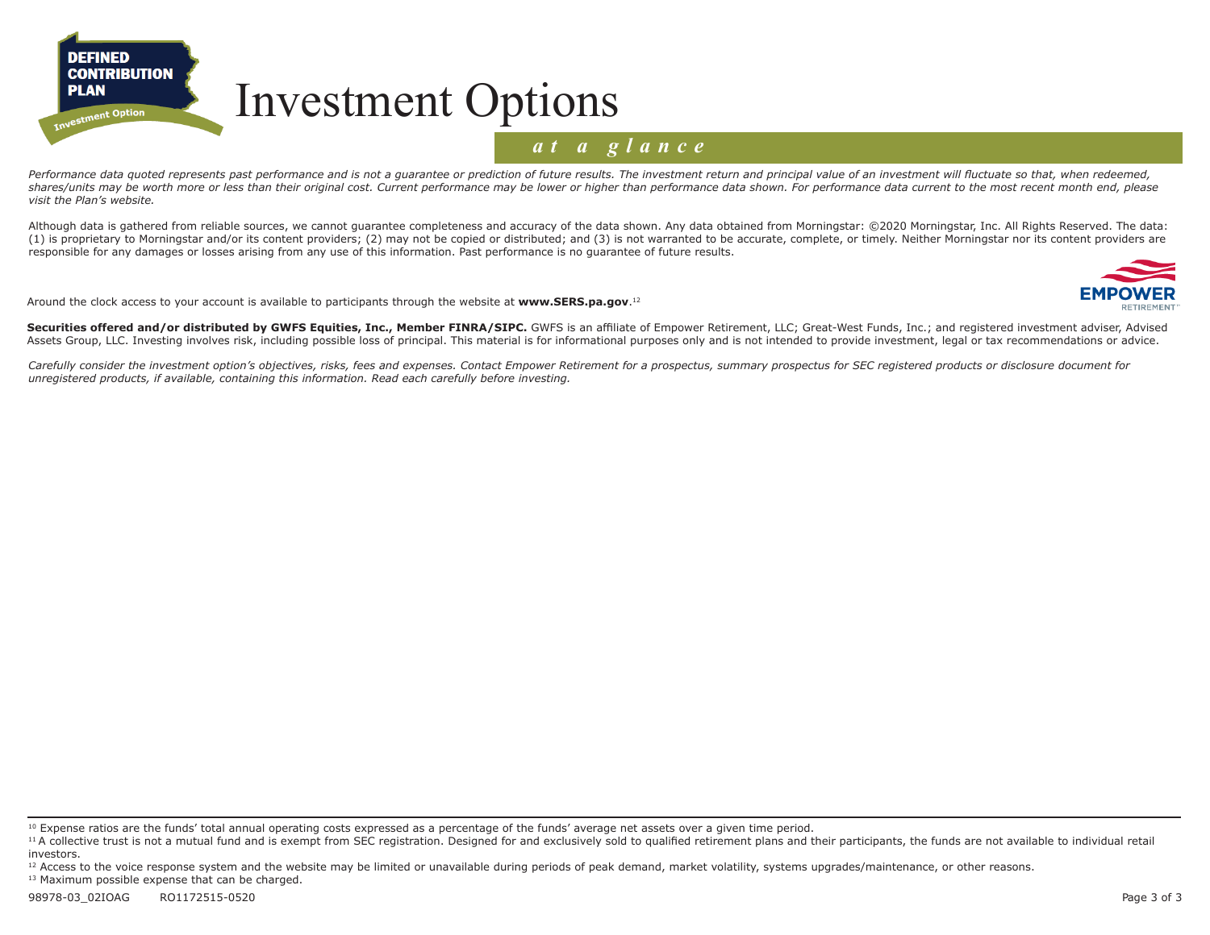# Investment Options

*at a glance*

*Performance data quoted represents past performance and is not a guarantee or prediction of future results. The investment return and principal value of an investment will fluctuate so that, when redeemed, shares/units may be worth more or less than their original cost. Current performance may be lower or higher than performance data shown. For performance data current to the most recent month end, please visit the Plan's website.*

Although data is gathered from reliable sources, we cannot guarantee completeness and accuracy of the data shown. Any data obtained from Morningstar: ©2020 Morningstar, Inc. All Rights Reserved. The data: (1) is proprietary to Morningstar and/or its content providers; (2) may not be copied or distributed; and (3) is not warranted to be accurate, complete, or timely. Neither Morningstar nor its content providers are responsible for any damages or losses arising from any use of this information. Past performance is no guarantee of future results.

Around the clock access to your account is available to participants through the website at **www.SERS.pa.gov**.[12]

**Securities offered and/or distributed by GWFS Equities, Inc., Member FINRA/SIPC.** GWFS is an affiliate of Empower Retirement, LLC; Great-West Funds, Inc.; and registered investment adviser, Advised Assets Group, LLC. Investing involves risk, including possible loss of principal. This material is for informational purposes only and is not intended to provide investment, legal or tax recommendations or advice.

*Carefully consider the investment option's objectives, risks, fees and expenses. Contact Empower Retirement for a prospectus, summary prospectus for SEC registered products or disclosure document for unregistered products, if available, containing this information. Read each carefully before investing.*

---

[10] Expense ratios are the funds' total annual operating costs expressed as a percentage of the funds' average net assets over a given time period.

[11] A collective trust is not a mutual fund and is exempt from SEC registration. Designed for and exclusively sold to qualified retirement plans and their participants, the funds are not available to individual retail investors.

[12] Access to the voice response system and the website may be limited or unavailable during periods of peak demand, market volatility, systems upgrades/maintenance, or other reasons.

[13] Maximum possible expense that can be charged.

98978-03_02IOAG RO1172515-0520